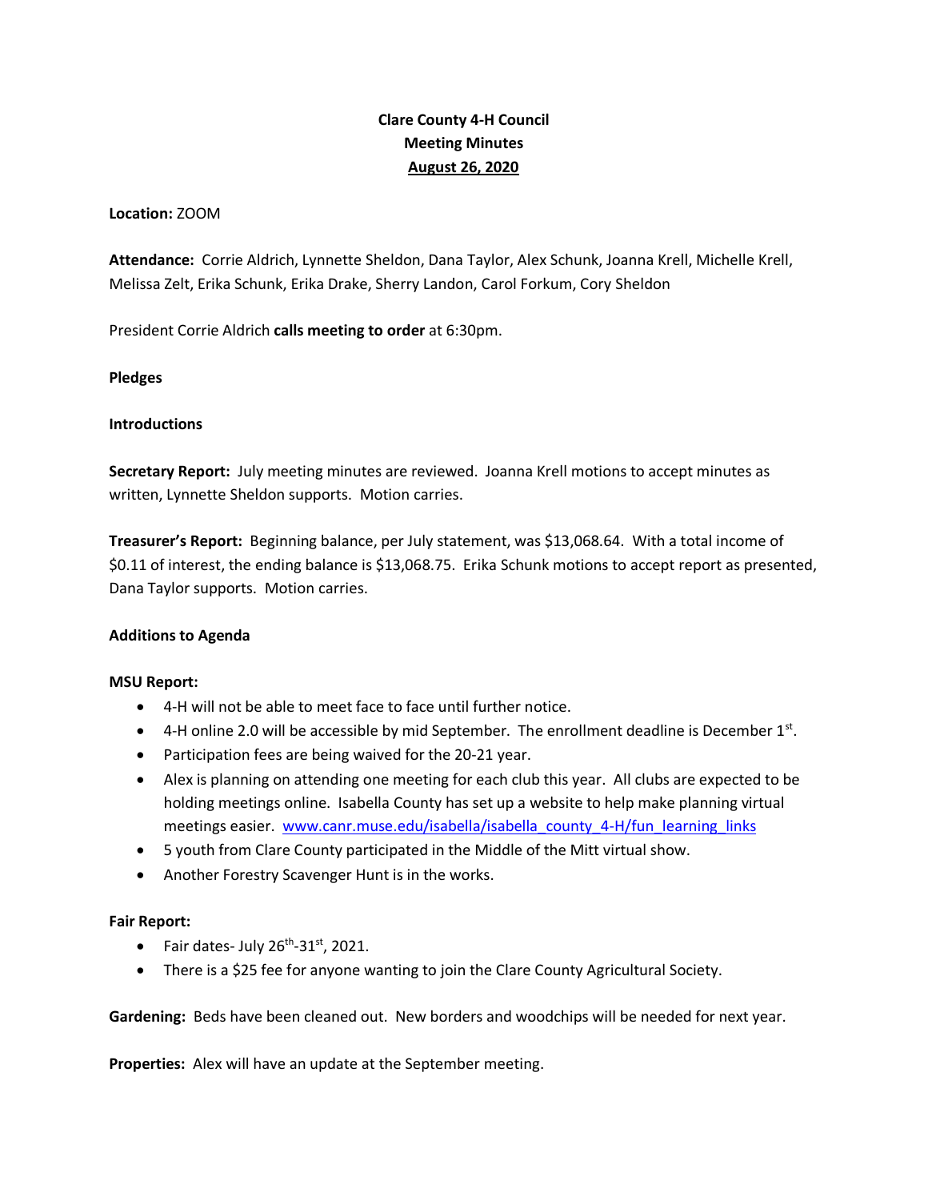# Clare County 4-H Council
## Meeting Minutes
## August 26, 2020

**Location:** ZOOM

**Attendance:** Corrie Aldrich, Lynnette Sheldon, Dana Taylor, Alex Schunk, Joanna Krell, Michelle Krell, Melissa Zelt, Erika Schunk, Erika Drake, Sherry Landon, Carol Forkum, Cory Sheldon

President Corrie Aldrich **calls meeting to order** at 6:30pm.

**Pledges**

**Introductions**

**Secretary Report:** July meeting minutes are reviewed. Joanna Krell motions to accept minutes as written, Lynnette Sheldon supports. Motion carries.

**Treasurer's Report:** Beginning balance, per July statement, was $13,068.64. With a total income of $0.11 of interest, the ending balance is $13,068.75. Erika Schunk motions to accept report as presented, Dana Taylor supports. Motion carries.

**Additions to Agenda**

**MSU Report:**

- 4-H will not be able to meet face to face until further notice.
- 4-H online 2.0 will be accessible by mid September. The enrollment deadline is December 1st.
- Participation fees are being waived for the 20-21 year.
- Alex is planning on attending one meeting for each club this year. All clubs are expected to be holding meetings online. Isabella County has set up a website to help make planning virtual meetings easier. www.canr.muse.edu/isabella/isabella_county_4-H/fun_learning_links
- 5 youth from Clare County participated in the Middle of the Mitt virtual show.
- Another Forestry Scavenger Hunt is in the works.

**Fair Report:**

- Fair dates- July 26th-31st, 2021.
- There is a $25 fee for anyone wanting to join the Clare County Agricultural Society.

**Gardening:** Beds have been cleaned out. New borders and woodchips will be needed for next year.

**Properties:** Alex will have an update at the September meeting.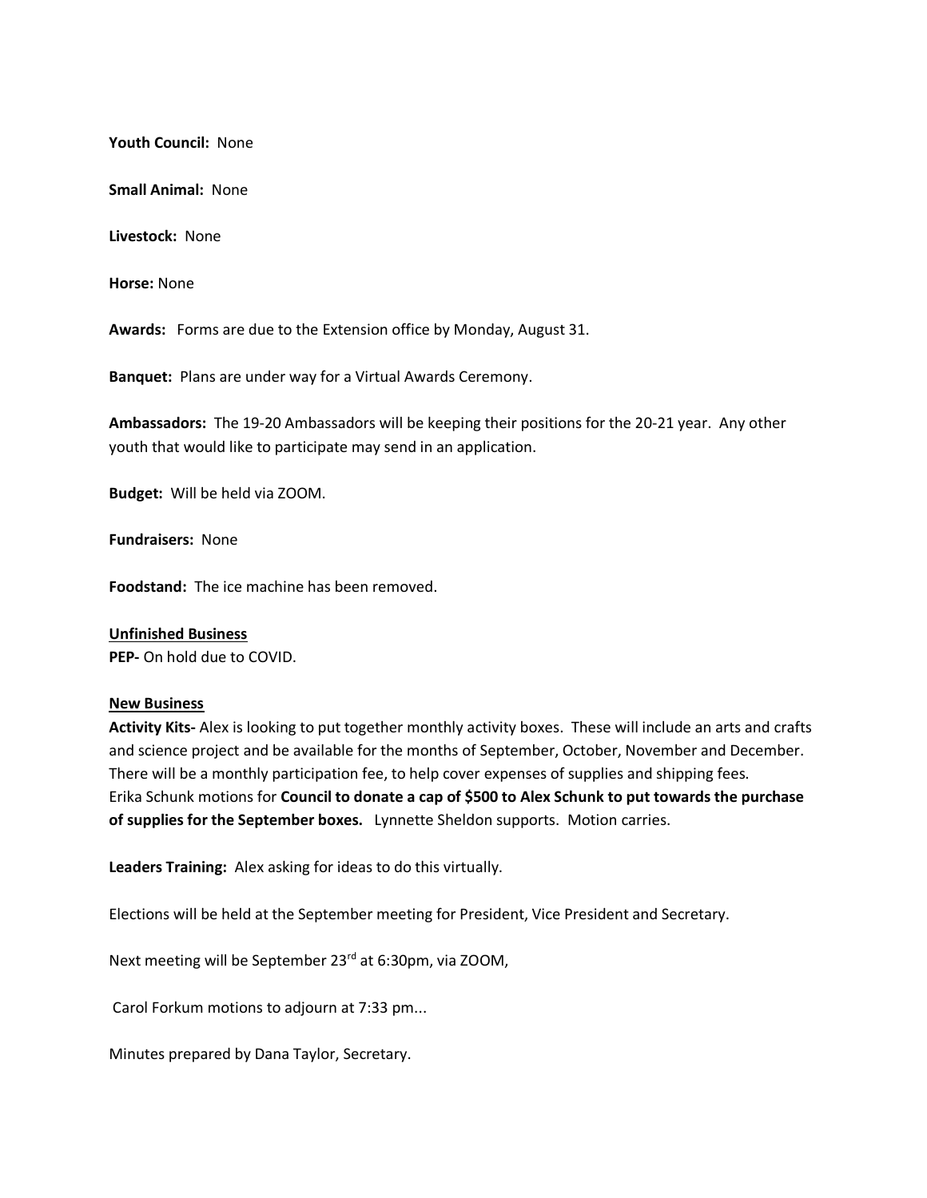**Youth Council:** None

**Small Animal:** None

**Livestock:** None

**Horse:** None

**Awards:** Forms are due to the Extension office by Monday, August 31.

**Banquet:** Plans are under way for a Virtual Awards Ceremony.

**Ambassadors:** The 19-20 Ambassadors will be keeping their positions for the 20-21 year. Any other youth that would like to participate may send in an application.

**Budget:** Will be held via ZOOM.

**Fundraisers:** None

**Foodstand:** The ice machine has been removed.

**Unfinished Business**

**PEP-** On hold due to COVID.

**New Business**

**Activity Kits-** Alex is looking to put together monthly activity boxes. These will include an arts and crafts and science project and be available for the months of September, October, November and December. There will be a monthly participation fee, to help cover expenses of supplies and shipping fees. Erika Schunk motions for **Council to donate a cap of $500 to Alex Schunk to put towards the purchase of supplies for the September boxes.** Lynnette Sheldon supports. Motion carries.

**Leaders Training:** Alex asking for ideas to do this virtually.

Elections will be held at the September meeting for President, Vice President and Secretary.

Next meeting will be September 23rd at 6:30pm, via ZOOM,

Carol Forkum motions to adjourn at 7:33 pm...

Minutes prepared by Dana Taylor, Secretary.